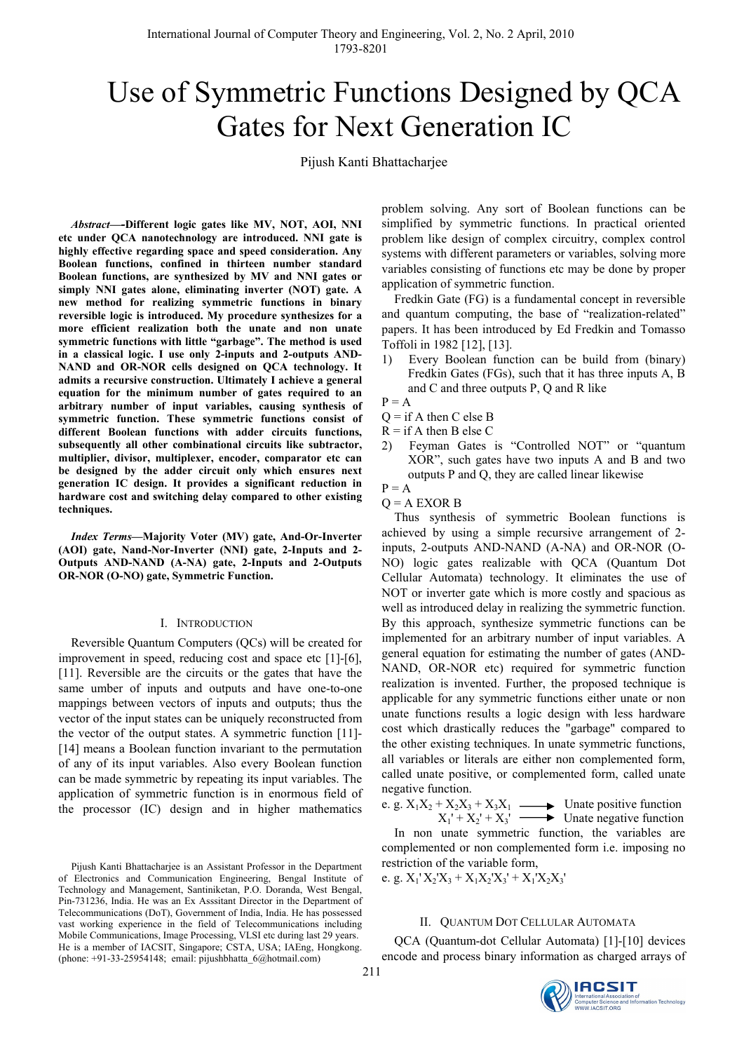# Use of Symmetric Functions Designed by QCA Gates for Next Generation IC

Pijush Kanti Bhattacharjee

***Abstract*—Different logic gates like MV, NOT, AOI, NNI etc under QCA nanotechnology are introduced. NNI gate is highly effective regarding space and speed consideration. Any Boolean functions, confined in thirteen number standard Boolean functions, are synthesized by MV and NNI gates or simply NNI gates alone, eliminating inverter (NOT) gate. A new method for realizing symmetric functions in binary reversible logic is introduced. My procedure synthesizes for a more efficient realization both the unate and non unate symmetric functions with little "garbage". The method is used in a classical logic. I use only 2-inputs and 2-outputs AND-NAND and OR-NOR cells designed on QCA technology. It admits a recursive construction. Ultimately I achieve a general equation for the minimum number of gates required to an arbitrary number of input variables, causing synthesis of symmetric function. These symmetric functions consist of different Boolean functions with adder circuits functions, subsequently all other combinational circuits like subtractor, multiplier, divisor, multiplexer, encoder, comparator etc can be designed by the adder circuit only which ensures next generation IC design. It provides a significant reduction in hardware cost and switching delay compared to other existing techniques.**

***Index Terms*—Majority Voter (MV) gate, And-Or-Inverter (AOI) gate, Nand-Nor-Inverter (NNI) gate, 2-Inputs and 2-Outputs AND-NAND (A-NA) gate, 2-Inputs and 2-Outputs OR-NOR (O-NO) gate, Symmetric Function.**

## I. Introduction

Reversible Quantum Computers (QCs) will be created for improvement in speed, reducing cost and space etc [1]-[6], [11]. Reversible are the circuits or the gates that have the same umber of inputs and outputs and have one-to-one mappings between vectors of inputs and outputs; thus the vector of the input states can be uniquely reconstructed from the vector of the output states. A symmetric function [11]-[14] means a Boolean function invariant to the permutation of any of its input variables. Also every Boolean function can be made symmetric by repeating its input variables. The application of symmetric function is in enormous field of the processor (IC) design and in higher mathematics problem solving. Any sort of Boolean functions can be simplified by symmetric functions. In practical oriented problem like design of complex circuitry, complex control systems with different parameters or variables, solving more variables consisting of functions etc may be done by proper application of symmetric function.

Fredkin Gate (FG) is a fundamental concept in reversible and quantum computing, the base of "realization-related" papers. It has been introduced by Ed Fredkin and Tomasso Toffoli in 1982 [12], [13].

1) Every Boolean function can be build from (binary) Fredkin Gates (FGs), such that it has three inputs A, B and C and three outputs P, Q and R like

P = A

Q = if A then C else B

R = if A then B else C

2) Feyman Gates is "Controlled NOT" or "quantum XOR", such gates have two inputs A and B and two outputs P and Q, they are called linear likewise

P = A

Q = A EXOR B

Thus synthesis of symmetric Boolean functions is achieved by using a simple recursive arrangement of 2-inputs, 2-outputs AND-NAND (A-NA) and OR-NOR (O-NO) logic gates realizable with QCA (Quantum Dot Cellular Automata) technology. It eliminates the use of NOT or inverter gate which is more costly and spacious as well as introduced delay in realizing the symmetric function. By this approach, synthesize symmetric functions can be implemented for an arbitrary number of input variables. A general equation for estimating the number of gates (AND-NAND, OR-NOR etc) required for symmetric function realization is invented. Further, the proposed technique is applicable for any symmetric functions either unate or non unate functions results a logic design with less hardware cost which drastically reduces the "garbage" compared to the other existing techniques. In unate symmetric functions, all variables or literals are either non complemented form, called unate positive, or complemented form, called unate negative function.

e. g. $X_1X_2 + X_2X_3 + X_3X_1 \longrightarrow$ Unate positive function

$X_1' + X_2' + X_3' \longrightarrow$ Unate negative function

In non unate symmetric function, the variables are complemented or non complemented form i.e. imposing no restriction of the variable form,

e. g. $X_1'X_2'X_3 + X_1X_2'X_3' + X_1'X_2X_3'$

## II. Quantum Dot Cellular Automata

QCA (Quantum-dot Cellular Automata) [1]-[10] devices encode and process binary information as charged arrays of

---

Pijush Kanti Bhattacharjee is an Assistant Professor in the Department of Electronics and Communication Engineering, Bengal Institute of Technology and Management, Santiniketan, P.O. Doranda, West Bengal, Pin-731236, India. He was an Ex Asssitant Director in the Department of Telecommunications (DoT), Government of India, India. He has possessed vast working experience in the field of Telecommunications including Mobile Communications, Image Processing, VLSI etc during last 29 years. He is a member of IACSIT, Singapore; CSTA, USA; IAEng, Hongkong. (phone: +91-33-25954148; email: pijushbhatta_6@hotmail.com)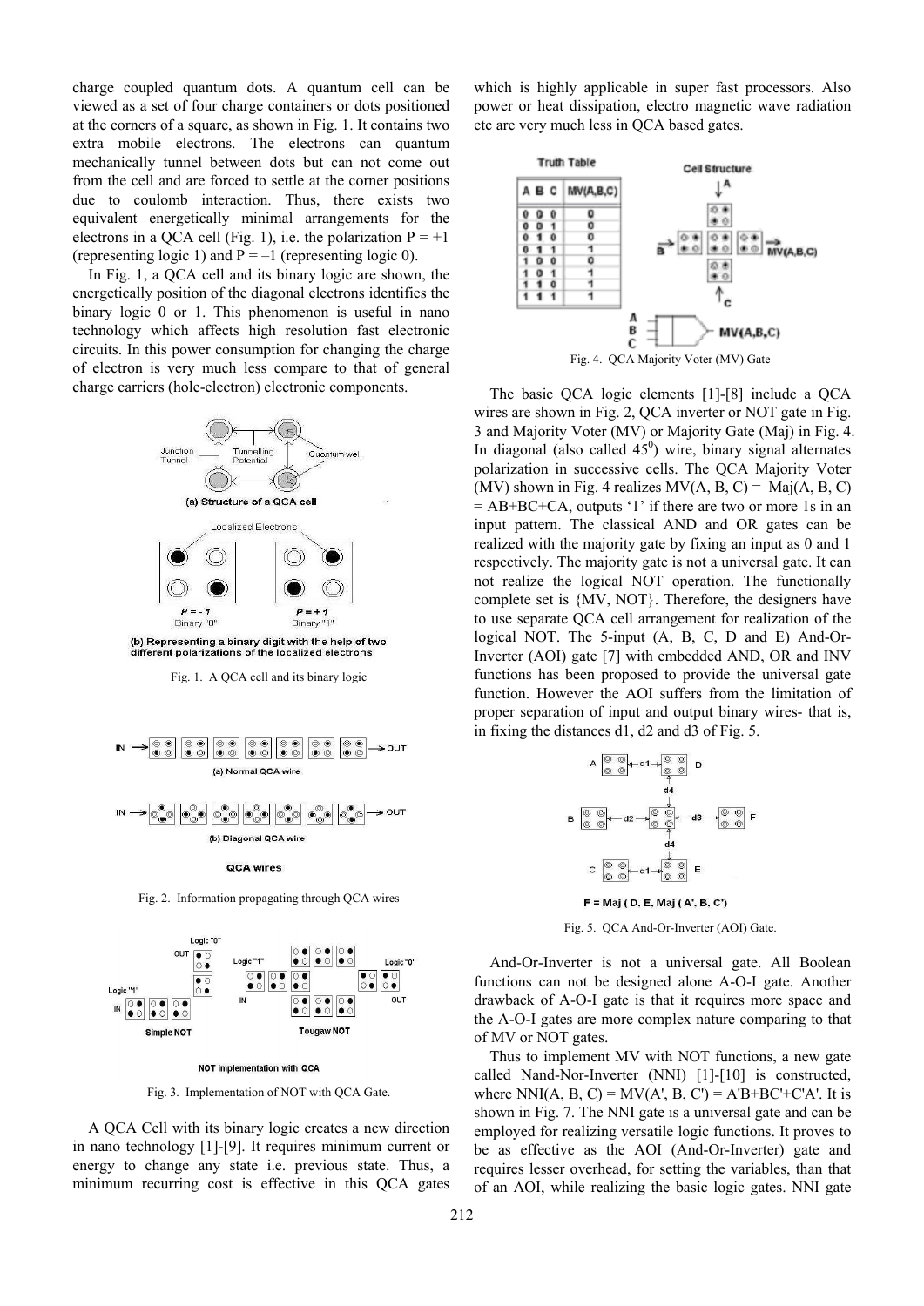charge coupled quantum dots. A quantum cell can be viewed as a set of four charge containers or dots positioned at the corners of a square, as shown in Fig. 1. It contains two extra mobile electrons. The electrons can quantum mechanically tunnel between dots but can not come out from the cell and are forced to settle at the corner positions due to coulomb interaction. Thus, there exists two equivalent energetically minimal arrangements for the electrons in a QCA cell (Fig. 1), i.e. the polarization P = +1 (representing logic 1) and P = –1 (representing logic 0).

In Fig. 1, a QCA cell and its binary logic are shown, the energetically position of the diagonal electrons identifies the binary logic 0 or 1. This phenomenon is useful in nano technology which affects high resolution fast electronic circuits. In this power consumption for changing the charge of electron is very much less compare to that of general charge carriers (hole-electron) electronic components.

Fig. 1. A QCA cell and its binary logic

Fig. 2. Information propagating through QCA wires

Fig. 3. Implementation of NOT with QCA Gate.

A QCA Cell with its binary logic creates a new direction in nano technology [1]-[9]. It requires minimum current or energy to change any state i.e. previous state. Thus, a minimum recurring cost is effective in this QCA gates which is highly applicable in super fast processors. Also power or heat dissipation, electro magnetic wave radiation etc are very much less in QCA based gates.

| A | B | C | MV(A,B,C) |
|---|---|---|---|
| 0 | 0 | 0 | 0 |
| 0 | 0 | 1 | 0 |
| 0 | 1 | 0 | 0 |
| 0 | 1 | 1 | 1 |
| 1 | 0 | 0 | 0 |
| 1 | 0 | 1 | 1 |
| 1 | 1 | 0 | 1 |
| 1 | 1 | 1 | 1 |

Fig. 4. QCA Majority Voter (MV) Gate

The basic QCA logic elements [1]-[8] include a QCA wires are shown in Fig. 2, QCA inverter or NOT gate in Fig. 3 and Majority Voter (MV) or Majority Gate (Maj) in Fig. 4. In diagonal (also called $45^0$) wire, binary signal alternates polarization in successive cells. The QCA Majority Voter (MV) shown in Fig. 4 realizes MV(A, B, C) = Maj(A, B, C) = AB+BC+CA, outputs '1' if there are two or more 1s in an input pattern. The classical AND and OR gates can be realized with the majority gate by fixing an input as 0 and 1 respectively. The majority gate is not a universal gate. It can not realize the logical NOT operation. The functionally complete set is {MV, NOT}. Therefore, the designers have to use separate QCA cell arrangement for realization of the logical NOT. The 5-input (A, B, C, D and E) And-Or-Inverter (AOI) gate [7] with embedded AND, OR and INV functions has been proposed to provide the universal gate function. However the AOI suffers from the limitation of proper separation of input and output binary wires- that is, in fixing the distances d1, d2 and d3 of Fig. 5.

F = Maj ( D, E, Maj ( A', B, C')

Fig. 5. QCA And-Or-Inverter (AOI) Gate.

And-Or-Inverter is not a universal gate. All Boolean functions can not be designed alone A-O-I gate. Another drawback of A-O-I gate is that it requires more space and the A-O-I gates are more complex nature comparing to that of MV or NOT gates.

Thus to implement MV with NOT functions, a new gate called Nand-Nor-Inverter (NNI) [1]-[10] is constructed, where NNI(A, B, C) = MV(A', B, C') = A'B+BC'+C'A'. It is shown in Fig. 7. The NNI gate is a universal gate and can be employed for realizing versatile logic functions. It proves to be as effective as the AOI (And-Or-Inverter) gate and requires lesser overhead, for setting the variables, than that of an AOI, while realizing the basic logic gates. NNI gate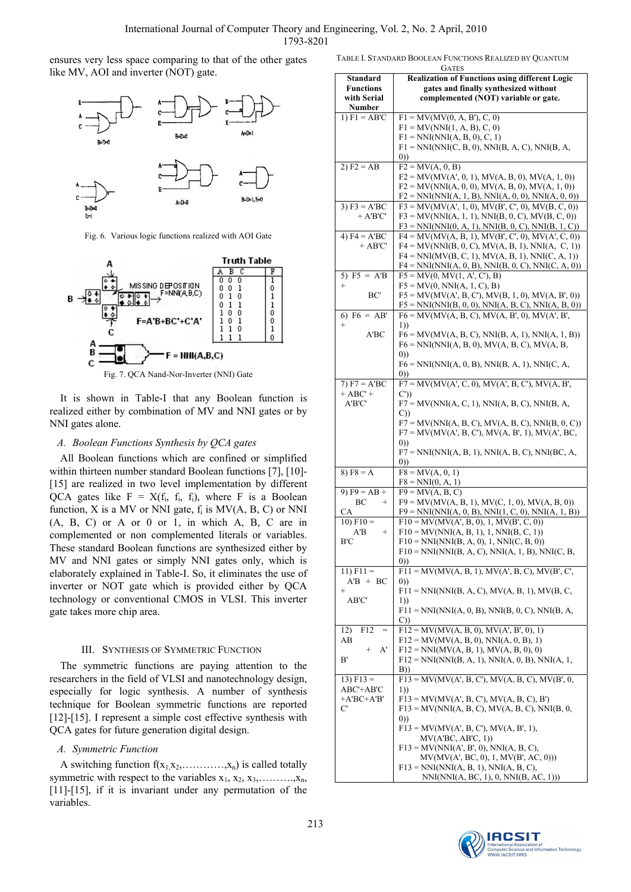ensures very less space comparing to that of the other gates like MV, AOI and inverter (NOT) gate.

Fig. 6. Various logic functions realized with AOI Gate

| A | B | C | F |
|---|---|---|---|
| 0 | 0 | 0 | 1 |
| 0 | 0 | 1 | 0 |
| 0 | 1 | 0 | 1 |
| 0 | 1 | 1 | 1 |
| 1 | 0 | 0 | 0 |
| 1 | 0 | 1 | 0 |
| 1 | 1 | 0 | 1 |
| 1 | 1 | 1 | 0 |

Fig. 7. QCA Nand-Nor-Inverter (NNI) Gate

It is shown in Table-I that any Boolean function is realized either by combination of MV and NNI gates or by NNI gates alone.

### A. Boolean Functions Synthesis by QCA gates

All Boolean functions which are confined or simplified within thirteen number standard Boolean functions [7], [10]-[15] are realized in two level implementation by different QCA gates like F = X($f_i$, $f_i$, $f_i$), where F is a Boolean function, X is a MV or NNI gate, $f_i$ is MV(A, B, C) or NNI (A, B, C) or A or 0 or 1, in which A, B, C are in complemented or non complemented literals or variables. These standard Boolean functions are synthesized either by MV and NNI gates or simply NNI gates only, which is elaborately explained in Table-I. So, it eliminates the use of inverter or NOT gate which is provided either by QCA technology or conventional CMOS in VLSI. This inverter gate takes more chip area.

TABLE I. STANDARD BOOLEAN FUNCTIONS REALIZED BY QUANTUM GATES

| Standard Functions with Serial Number | Realization of Functions using different Logic gates and finally synthesized without complemented (NOT) variable or gate. |
|---|---|
| 1) F1 = AB'C | F1 = MV(MV(0, A, B'), C, 0)<br>F1 = MV(NNI(1, A, B), C, 0)<br>F1 = NNI(NNI(A, B, 0), C, 1)<br>F1 = NNI(NNI(C, B, 0), NNI(B, A, C), NNI(B, A, 0)) |
| 2) F2 = AB | F2 = MV(A, 0, B)<br>F2 = MV(MV(A', 0, 1), MV(A, B, 0), MV(A, 1, 0))<br>F2 = MV(NNI(A, 0, 0), MV(A, B, 0), MV(A, 1, 0))<br>F2 = NNI(NNI(A, 1, B), NNI(A, 0, 0), NNI(A, 0, 0)) |
| 3) F3 = A'BC + A'B'C' | F3 = MV(MV(A', 1, 0), MV(B', C', 0), MV(B, C, 0))<br>F3 = MV(NNI(A, 1, 1), NNI(B, 0, C), MV(B, C, 0))<br>F3 = NNI(NNI(0, A, 1), NNI(B, 0, C), NNI(B, 1, C)) |
| 4) F4 = A'BC + AB'C' | F4 = MV(MV(A, B, 1), MV(B', C', 0), MV(A', C, 0))<br>F4 = MV(NNI(B, 0, C), MV(A, B, 1), NNI(A, C, 1))<br>F4 = NNI(MV(B, C, 1), MV(A, B, 1), NNI(C, A, 1))<br>F4 = NNI(NNI(A, 0, B), NNI(B, 0, C), NNI(C, A, 0)) |
| 5) F5 = A'B + BC' | F5 = MV(0, MV(1, A', C'), B)<br>F5 = MV(0, NNI(A, 1, C), B)<br>F5 = MV(MV(A', B, C'), MV(B, 1, 0), MV(A, B', 0))<br>F5 = NNI(NNI(B, 0, 0), NNI(A, B, C), NNI(A, B, 0)) |
| 6) F6 = AB' + A'BC | F6 = MV(MV(A, B, C), MV(A, B', 0), MV(A', B', 1))<br>F6 = MV(MV(A, B, C), NNI(B, A, 1), NNI(A, 1, B))<br>F6 = NNI(NNI(A, B, 0), MV(A, B, C), MV(A, B, 0))<br>F6 = NNI(NNI(A, 0, B), NNI(B, A, 1), NNI(C, A, 0)) |
| 7) F7 = A'BC + ABC' + A'B'C' | F7 = MV(MV(A', C, 0), MV(A', B, C'), MV(A, B', C'))<br>F7 = MV(NNI(A, C, 1), NNI(A, B, C), NNI(B, A, C))<br>F7 = MV(NNI(A, B, C), MV(A, B, C), NNI(B, 0, C))<br>F7 = MV(MV(A', B, C'), MV(A, B', 1), MV(A', BC, 0))<br>F7 = NNI(NNI(A, B, 1), NNI(A, B, C), NNI(BC, A, 0)) |
| 8) F8 = A | F8 = MV(A, 0, 1)<br>F8 = NNI(0, A, 1) |
| 9) F9 = AB + BC + CA | F9 = MV(A, B, C)<br>F9 = MV(MV(A, B, 1), MV(C, 1, 0), MV(A, B, 0))<br>F9 = NNI(NNI(A, 0, B), NNI(1, C, 0), NNI(A, 1, B)) |
| 10) F10 = A'B + B'C | F10 = MV(MV(A', B, 0), 1, MV(B', C, 0))<br>F10 = MV(NNI(A, B, 1), 1, NNI(B, C, 1))<br>F10 = NNI(NNI(B, A, 0), NNI(C, B, 0))<br>F10 = NNI(NNI(B, A, C), NNI(A, 1, B), NNI(C, B, 0)) |
| 11) F11 = A'B + BC + AB'C' | F11 = MV(MV(A, B, 1), MV(A', B, C), MV(B', C', 0))<br>F11 = NNI(NNI(B, A, C), MV(A, B, 1), MV(B, C, 1))<br>F11 = NNI(NNI(A, 0, B), NNI(B, 0, C), NNI(B, A, C)) |
| 12) F12 = AB + A'B' | F12 = MV(MV(A, B, 0), MV(A', B', 0), 1)<br>F12 = MV(MV(A, B, 0), NNI(A, 0, B), 1)<br>F12 = NNI(MV(A, B, 1), MV(A, B, 0), 0)<br>F12 = NNI(NNI(B, A, 1), NNI(A, 0, B), NNI(A, 1, B)) |
| 13) F13 = ABC'+AB'C +A'BC+A'B'C' | F13 = MV(MV(A', B, C'), MV(A, B, C), MV(B', 0, 1))<br>F13 = MV(MV(A', B, C'), MV(A, B, C), B')<br>F13 = MV(NNI(A, B, C), MV(A, B, C), NNI(B, 0, 0))<br>F13 = MV(MV(A', B, C'), MV(A, B', 1), MV(A'BC, AB'C, 1))<br>F13 = MV(NNI(A', B', 0), NNI(A, B, C), MV(MV(A', BC, 0), 1, MV(B', AC, 0)))<br>F13 = NNI(NNI(A, B, 1), NNI(A, B, C), NNI(NNI(A, BC, 1), 0, NNI(B, AC, 1))) |

## III. SYNTHESIS OF SYMMETRIC FUNCTION

The symmetric functions are paying attention to the researchers in the field of VLSI and nanotechnology design, especially for logic synthesis. A number of synthesis technique for Boolean symmetric functions are reported [12]-[15]. I represent a simple cost effective synthesis with QCA gates for future generation digital design.

### A. Symmetric Function

A switching function $f(x_1, x_2, \ldots, x_n)$ is called totally symmetric with respect to the variables $x_1, x_2, x_3, \ldots, x_n$, [11]-[15], if it is invariant under any permutation of the variables.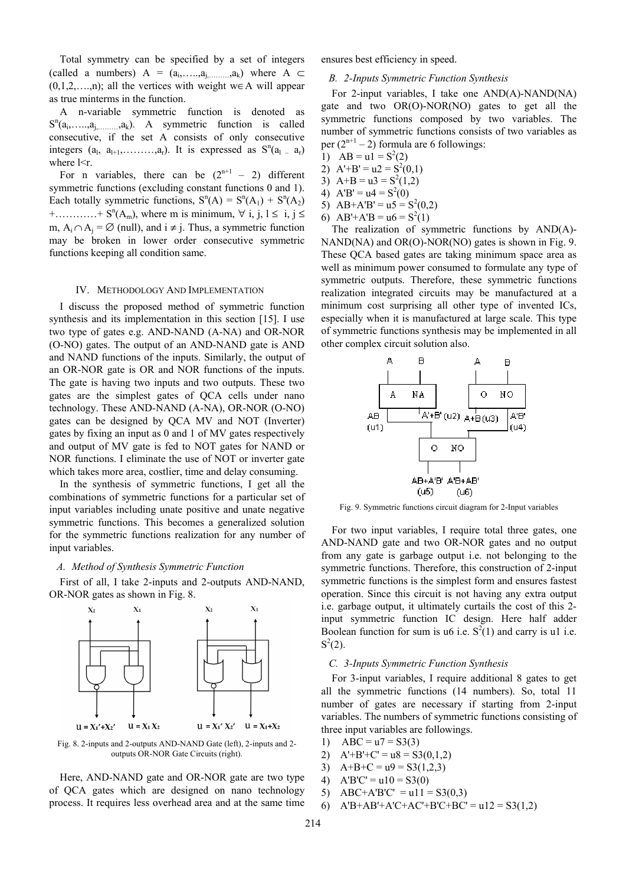Total symmetry can be specified by a set of integers (called a numbers) $A = (a_i,\ldots,a_j,\ldots,a_k)$ where $A \subset (0,1,2,\ldots,n)$; all the vertices with weight $w \in A$ will appear as true minterms in the function.

A n-variable symmetric function is denoted as $S^n(a_i,\ldots,a_j,\ldots,a_k)$. A symmetric function is called consecutive, if the set A consists of only consecutive integers $(a_l, a_{l+1},\ldots,a_r)$. It is expressed as $S^n(a_l - a_r)$ where $l<r$.

For n variables, there can be $(2^{n+1} - 2)$ different symmetric functions (excluding constant functions 0 and 1). Each totally symmetric functions, $S^n(A) = S^n(A_1) + S^n(A_2) + \ldots + S^n(A_m)$, where m is minimum, $\forall$ i, j, $l \leq$ i, j $\leq$ m, $A_i \cap A_j = \varnothing$ (null), and $i \neq j$. Thus, a symmetric function may be broken in lower order consecutive symmetric functions keeping all condition same.

## IV. Methodology And Implementation

I discuss the proposed method of symmetric function synthesis and its implementation in this section [15]. I use two type of gates e.g. AND-NAND (A-NA) and OR-NOR (O-NO) gates. The output of an AND-NAND gate is AND and NAND functions of the inputs. Similarly, the output of an OR-NOR gate is OR and NOR functions of the inputs. The gate is having two inputs and two outputs. These two gates are the simplest gates of QCA cells under nano technology. These AND-NAND (A-NA), OR-NOR (O-NO) gates can be designed by QCA MV and NOT (Inverter) gates by fixing an input as 0 and 1 of MV gates respectively and output of MV gate is fed to NOT gates for NAND or NOR functions. I eliminate the use of NOT or inverter gate which takes more area, costlier, time and delay consuming.

In the synthesis of symmetric functions, I get all the combinations of symmetric functions for a particular set of input variables including unate positive and unate negative symmetric functions. This becomes a generalized solution for the symmetric functions realization for any number of input variables.

### *A. Method of Synthesis Symmetric Function*

First of all, I take 2-inputs and 2-outputs AND-NAND, OR-NOR gates as shown in Fig. 8.

Fig. 8. 2-inputs and 2-outputs AND-NAND Gate (left), 2-inputs and 2-outputs OR-NOR Gate Circuits (right).

Here, AND-NAND gate and OR-NOR gate are two type of QCA gates which are designed on nano technology process. It requires less overhead area and at the same time ensures best efficiency in speed.

### *B. 2-Inputs Symmetric Function Synthesis*

For 2-input variables, I take one AND(A)-NAND(NA) gate and two OR(O)-NOR(NO) gates to get all the symmetric functions composed by two variables. The number of symmetric functions consists of two variables as per $(2^{n+1} - 2)$ formula are 6 followings:

1) AB = u1 = $S^2(2)$
2) A'+B' = u2 = $S^2(0,1)$
3) A+B = u3 = $S^2(1,2)$
4) A'B' = u4 = $S^2(0)$
5) AB+A'B' = u5 = $S^2(0,2)$
6) AB'+A'B = u6 = $S^2(1)$

The realization of symmetric functions by AND(A)-NAND(NA) and OR(O)-NOR(NO) gates is shown in Fig. 9. These QCA based gates are taking minimum space area as well as minimum power consumed to formulate any type of symmetric outputs. Therefore, these symmetric functions realization integrated circuits may be manufactured at a minimum cost surprising all other type of invented ICs, especially when it is manufactured at large scale. This type of symmetric functions synthesis may be implemented in all other complex circuit solution also.

Fig. 9. Symmetric functions circuit diagram for 2-Input variables

For two input variables, I require total three gates, one AND-NAND gate and two OR-NOR gates and no output from any gate is garbage output i.e. not belonging to the symmetric functions. Therefore, this construction of 2-input symmetric functions is the simplest form and ensures fastest operation. Since this circuit is not having any extra output i.e. garbage output, it ultimately curtails the cost of this 2-input symmetric function IC design. Here half adder Boolean function for sum is u6 i.e. $S^2(1)$ and carry is u1 i.e. $S^2(2)$.

### *C. 3-Inputs Symmetric Function Synthesis*

For 3-input variables, I require additional 8 gates to get all the symmetric functions (14 numbers). So, total 11 number of gates are necessary if starting from 2-input variables. The numbers of symmetric functions consisting of three input variables are followings.

1) ABC = u7 = S3(3)
2) A'+B'+C' = u8 = S3(0,1,2)
3) A+B+C = u9 = S3(1,2,3)
4) A'B'C' = u10 = S3(0)
5) ABC+A'B'C' = u11 = S3(0,3)
6) A'B+AB'+A'C+AC'+B'C+BC' = u12 = S3(1,2)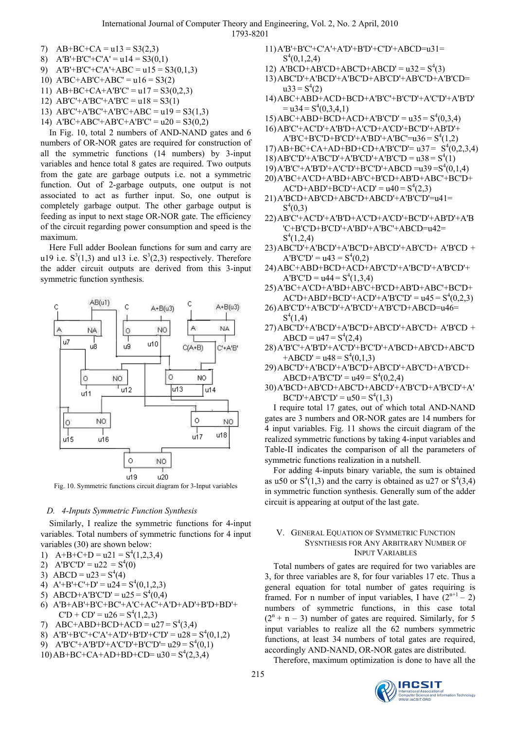7) AB+BC+CA = u13 = S3(2,3)
8) A'B'+B'C'+C'A' = u14 = S3(0,1)
9) A'B'+B'C'+C'A'+ABC = u15 = S3(0,1,3)
10) A'BC+AB'C+ABC' = u16 = S3(2)
11) AB+BC+CA+A'B'C' = u17 = S3(0,2,3)
12) AB'C'+A'BC'+A'B'C = u18 = S3(1)
13) AB'C'+A'BC'+A'B'C+ABC = u19 = S3(1,3)
14) A'BC+ABC'+AB'C+A'B'C' = u20 = S3(0,2)

In Fig. 10, total 2 numbers of AND-NAND gates and 6 numbers of OR-NOR gates are required for construction of all the symmetric functions (14 numbers) by 3-input variables and hence total 8 gates are required. Two outputs from the gate are garbage outputs i.e. not a symmetric function. Out of 2-garbage outputs, one output is not associated to act as further input. So, one output is completely garbage output. The other garbage output is feeding as input to next stage OR-NOR gate. The efficiency of the circuit regarding power consumption and speed is the maximum.

Here Full adder Boolean functions for sum and carry are u19 i.e. $S^3(1,3)$ and u13 i.e. $S^3(2,3)$ respectively. Therefore the adder circuit outputs are derived from this 3-input symmetric function synthesis.

Fig. 10. Symmetric functions circuit diagram for 3-Input variables

### D. 4-Inputs Symmetric Function Synthesis

Similarly, I realize the symmetric functions for 4-input variables. Total numbers of symmetric functions for 4 input variables (30) are shown below:

1) A+B+C+D = u21 = $S^4(1,2,3,4)$
2) A'B'C'D' = u22 = $S^4(0)$
3) ABCD = u23 = $S^4(4)$
4) A'+B'+C'+D' = u24 = $S^4(0,1,2,3)$
5) ABCD+A'B'C'D' = u25 = $S^4(0,4)$
6) A'B+AB'+B'C+BC'+A'C+AC'+A'D+AD'+B'D+BD'+C'D + CD' = u26 = $S^4(1,2,3)$
7) ABC+ABD+BCD+ACD = u27 = $S^4(3,4)$
8) A'B'+B'C'+C'A'+A'D'+B'D'+C'D' = u28 = $S^4(0,1,2)$
9) A'B'C'+A'B'D'+A'C'D'+B'C'D'= u29 = $S^4(0,1)$
10) AB+BC+CA+AD+BD+CD= u30 = $S^4(2,3,4)$
11) A'B'+B'C'+C'A'+A'D'+B'D'+C'D'+ABCD=u31= $S^4(0,1,2,4)$
12) A'BCD+AB'CD+ABC'D+ABCD' = u32 = $S^4(3)$
13) ABC'D'+A'BCD'+A'BC'D+AB'CD'+AB'C'D+A'B'CD= u33 = $S^4(2)$
14) ABC+ABD+ACD+BCD+A'B'C'+B'C'D'+A'C'D'+A'B'D' = u34 = $S^4(0,3,4,1)$
15) ABC+ABD+BCD+ACD+A'B'C'D' = u35 = $S^4(0,3,4)$
16) AB'C'+AC'D'+A'B'D+A'C'D+A'CD'+BC'D'+AB'D'+A'B'C+B'C'D+B'CD'+A'BD'+A'BC'=u36 = $S^4(1,2)$
17) AB+BC+CA+AD+BD+CD+A'B'C'D'= u37 = $S^4(0,2,3,4)$
18) AB'C'D'+A'BC'D'+A'B'CD'+A'B'C'D = u38 = $S^4(1)$
19) A'B'C'+A'B'D'+A'C'D'+B'C'D'+ABCD =u39 =$S^4(0,1,4)$
20) A'BC+A'CD+A'BD+AB'C+B'CD+AB'D+ABC'+BC'D+AC'D+ABD'+BCD'+ACD' = u40 = $S^4(2,3)$
21) A'BCD+AB'CD+ABC'D+ABCD'+A'B'C'D'=u41= $S^4(0,3)$
22) AB'C'+AC'D'+A'B'D+A'C'D+A'CD'+BC'D'+AB'D'+A'B'C+B'C'D+B'CD'+A'BD'+A'BC'+ABCD=u42= $S^4(1,2,4)$
23) ABC'D'+A'BCD'+A'BC'D+AB'CD'+AB'C'D+ A'B'CD + A'B'C'D' = u43 = $S^4(0,2)$
24) ABC+ABD+BCD+ACD+AB'C'D'+A'BC'D'+A'B'CD'+A'B'C'D = u44 = $S^4(1,3,4)$
25) A'BC+A'CD+A'BD+AB'C+B'CD+AB'D+ABC'+BC'D+AC'D+ABD'+BCD'+ACD'+A'B'C'D' = u45 = $S^4(0,2,3)$
26) AB'C'D'+A'BC'D'+A'B'CD'+A'B'C'D+ABCD=u46= $S^4(1,4)$
27) ABC'D'+A'BCD'+A'BC'D+AB'CD'+AB'C'D+ A'B'CD + ABCD = u47 = $S^4(2,4)$
28) A'B'C'+A'B'D'+A'C'D'+B'C'D'+A'BCD+AB'CD+ABC'D+ABCD' = u48 = $S^4(0,1,3)$
29) ABC'D'+A'BCD'+A'BC'D+AB'CD'+AB'C'D+A'B'CD+ABCD+A'B'C'D' = u49 = $S^4(0,2,4)$
30) A'BCD+AB'CD+ABC'D+ABCD'+A'B'C'D+A'B'CD'+A'BC'D'+AB'C'D' = u50 = $S^4(1,3)$

I require total 17 gates, out of which total AND-NAND gates are 3 numbers and OR-NOR gates are 14 numbers for 4 input variables. Fig. 11 shows the circuit diagram of the realized symmetric functions by taking 4-input variables and Table-II indicates the comparison of all the parameters of symmetric functions realization in a nutshell.

For adding 4-inputs binary variable, the sum is obtained as u50 or $S^4(1,3)$ and the carry is obtained as u27 or $S^4(3,4)$ in symmetric function synthesis. Generally sum of the adder circuit is appearing at output of the last gate.

## V. General Equation of Symmetric Function Sysnthesis for Any Arbitrary Number of Input Variables

Total numbers of gates are required for two variables are 3, for three variables are 8, for four variables 17 etc. Thus a general equation for total number of gates requiring is framed. For n number of input variables, I have $(2^{n+1} - 2)$ numbers of symmetric functions, in this case total $(2^n + n - 3)$ number of gates are required. Similarly, for 5 input variables to realize all the 62 numbers symmetric functions, at least 34 numbers of total gates are required, accordingly AND-NAND, OR-NOR gates are distributed.

Therefore, maximum optimization is done to have all the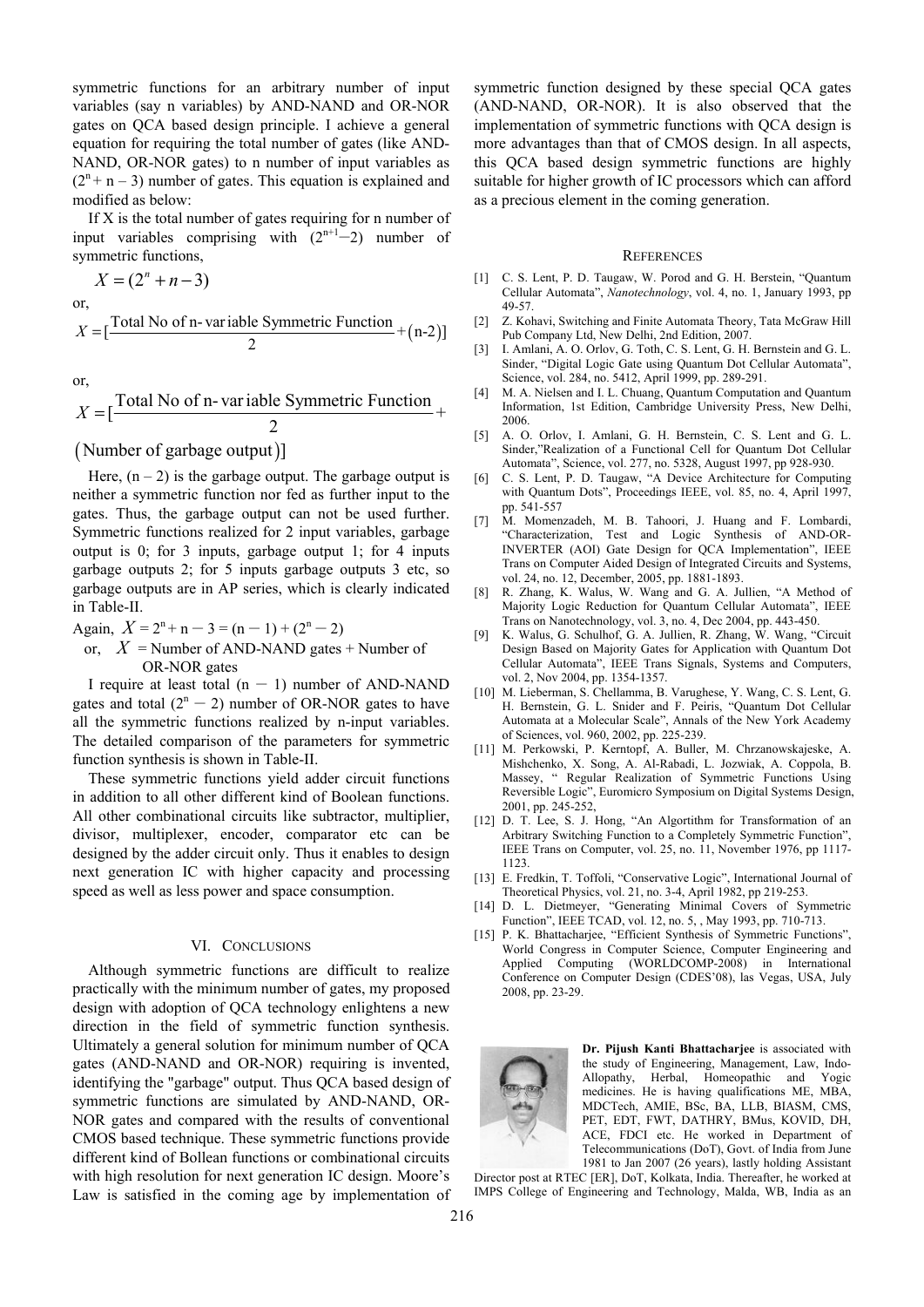symmetric functions for an arbitrary number of input variables (say n variables) by AND-NAND and OR-NOR gates on QCA based design principle. I achieve a general equation for requiring the total number of gates (like AND-NAND, OR-NOR gates) to n number of input variables as $(2^n + n - 3)$ number of gates. This equation is explained and modified as below:

If X is the total number of gates requiring for n number of input variables comprising with $(2^{n+1}-2)$ number of symmetric functions,

$$X = (2^n + n - 3)$$

or,

$$X = [\frac{\text{Total No of n-variable Symmetric Function}}{2} + (\text{n-2})]$$

or,

$$X = [\frac{\text{Total No of n-variable Symmetric Function}}{2} + (\text{Number of garbage output})]$$

Here, $(n - 2)$ is the garbage output. The garbage output is neither a symmetric function nor fed as further input to the gates. Thus, the garbage output can not be used further. Symmetric functions realized for 2 input variables, garbage output is 0; for 3 inputs, garbage output 1; for 4 inputs garbage outputs 2; for 5 inputs garbage outputs 3 etc, so garbage outputs are in AP series, which is clearly indicated in Table-II.

Again, $X = 2^n + n - 3 = (n - 1) + (2^n - 2)$

or, $X$ = Number of AND-NAND gates + Number of OR-NOR gates

I require at least total $(n - 1)$ number of AND-NAND gates and total $(2^n - 2)$ number of OR-NOR gates to have all the symmetric functions realized by n-input variables. The detailed comparison of the parameters for symmetric function synthesis is shown in Table-II.

These symmetric functions yield adder circuit functions in addition to all other different kind of Boolean functions. All other combinational circuits like subtractor, multiplier, divisor, multiplexer, encoder, comparator etc can be designed by the adder circuit only. Thus it enables to design next generation IC with higher capacity and processing speed as well as less power and space consumption.

## VI. Conclusions

Although symmetric functions are difficult to realize practically with the minimum number of gates, my proposed design with adoption of QCA technology enlightens a new direction in the field of symmetric function synthesis. Ultimately a general solution for minimum number of QCA gates (AND-NAND and OR-NOR) requiring is invented, identifying the "garbage" output. Thus QCA based design of symmetric functions are simulated by AND-NAND, OR-NOR gates and compared with the results of conventional CMOS based technique. These symmetric functions provide different kind of Bollean functions or combinational circuits with high resolution for next generation IC design. Moore's Law is satisfied in the coming age by implementation of symmetric function designed by these special QCA gates (AND-NAND, OR-NOR). It is also observed that the implementation of symmetric functions with QCA design is more advantages than that of CMOS design. In all aspects, this QCA based design symmetric functions are highly suitable for higher growth of IC processors which can afford as a precious element in the coming generation.

## References

[1] C. S. Lent, P. D. Taugaw, W. Porod and G. H. Berstein, "Quantum Cellular Automata", *Nanotechnology*, vol. 4, no. 1, January 1993, pp 49-57.

[2] Z. Kohavi, Switching and Finite Automata Theory, Tata McGraw Hill Pub Company Ltd, New Delhi, 2nd Edition, 2007.

[3] I. Amlani, A. O. Orlov, G. Toth, C. S. Lent, G. H. Bernstein and G. L. Sinder, "Digital Logic Gate using Quantum Dot Cellular Automata", Science, vol. 284, no. 5412, April 1999, pp. 289-291.

[4] M. A. Nielsen and I. L. Chuang, Quantum Computation and Quantum Information, 1st Edition, Cambridge University Press, New Delhi, 2006.

[5] A. O. Orlov, I. Amlani, G. H. Bernstein, C. S. Lent and G. L. Sinder,"Realization of a Functional Cell for Quantum Dot Cellular Automata", Science, vol. 277, no. 5328, August 1997, pp 928-930.

[6] C. S. Lent, P. D. Taugaw, "A Device Architecture for Computing with Quantum Dots", Proceedings IEEE, vol. 85, no. 4, April 1997, pp. 541-557

[7] M. Momenzadeh, M. B. Tahoori, J. Huang and F. Lombardi, "Characterization, Test and Logic Synthesis of AND-OR-INVERTER (AOI) Gate Design for QCA Implementation", IEEE Trans on Computer Aided Design of Integrated Circuits and Systems, vol. 24, no. 12, December, 2005, pp. 1881-1893.

[8] R. Zhang, K. Walus, W. Wang and G. A. Jullien, "A Method of Majority Logic Reduction for Quantum Cellular Automata", IEEE Trans on Nanotechnology, vol. 3, no. 4, Dec 2004, pp. 443-450.

[9] K. Walus, G. Schulhof, G. A. Jullien, R. Zhang, W. Wang, "Circuit Design Based on Majority Gates for Application with Quantum Dot Cellular Automata", IEEE Trans Signals, Systems and Computers, vol. 2, Nov 2004, pp. 1354-1357.

[10] M. Lieberman, S. Chellamma, B. Varughese, Y. Wang, C. S. Lent, G. H. Bernstein, G. L. Snider and F. Peiris, "Quantum Dot Cellular Automata at a Molecular Scale", Annals of the New York Academy of Sciences, vol. 960, 2002, pp. 225-239.

[11] M. Perkowski, P. Kerntopf, A. Buller, M. Chrzanowskajeske, A. Mishchenko, X. Song, A. Al-Rabadi, L. Jozwiak, A. Coppola, B. Massey, " Regular Realization of Symmetric Functions Using Reversible Logic", Euromicro Symposium on Digital Systems Design, 2001, pp. 245-252,

[12] D. T. Lee, S. J. Hong, "An Algortithm for Transformation of an Arbitrary Switching Function to a Completely Symmetric Function", IEEE Trans on Computer, vol. 25, no. 11, November 1976, pp 1117-1123.

[13] E. Fredkin, T. Toffoli, "Conservative Logic", International Journal of Theoretical Physics, vol. 21, no. 3-4, April 1982, pp 219-253.

[14] D. L. Dietmeyer, "Generating Minimal Covers of Symmetric Function", IEEE TCAD, vol. 12, no. 5, , May 1993, pp. 710-713.

[15] P. K. Bhattacharjee, "Efficient Synthesis of Symmetric Functions", World Congress in Computer Science, Computer Engineering and Applied Computing (WORLDCOMP-2008) in International Conference on Computer Design (CDES'08), las Vegas, USA, July 2008, pp. 23-29.

**Dr. Pijush Kanti Bhattacharjee** is associated with the study of Engineering, Management, Law, Indo-Allopathy, Herbal, Homeopathic and Yogic medicines. He is having qualifications ME, MBA, MDCTech, AMIE, BSc, BA, LLB, BIASM, CMS, PET, EDT, FWT, DATHRY, BMus, KOVID, DH, ACE, FDCI etc. He worked in Department of Telecommunications (DoT), Govt. of India from June 1981 to Jan 2007 (26 years), lastly holding Assistant Director post at RTEC [ER], DoT, Kolkata, India. Thereafter, he worked at IMPS College of Engineering and Technology, Malda, WB, India as an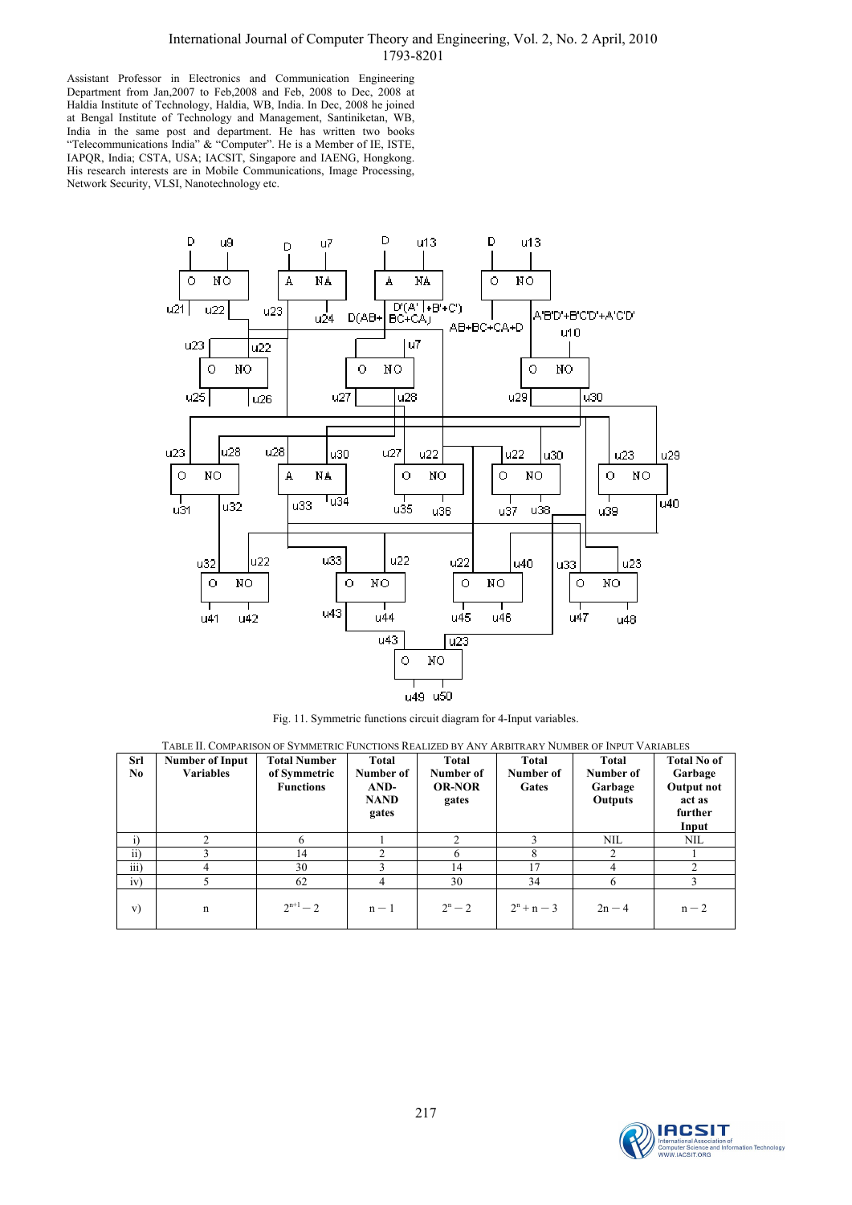Assistant Professor in Electronics and Communication Engineering Department from Jan,2007 to Feb,2008 and Feb, 2008 to Dec, 2008 at Haldia Institute of Technology, Haldia, WB, India. In Dec, 2008 he joined at Bengal Institute of Technology and Management, Santiniketan, WB, India in the same post and department. He has written two books "Telecommunications India" & "Computer". He is a Member of IE, ISTE, IAPQR, India; CSTA, USA; IACSIT, Singapore and IAENG, Hongkong. His research interests are in Mobile Communications, Image Processing, Network Security, VLSI, Nanotechnology etc.

Fig. 11. Symmetric functions circuit diagram for 4-Input variables.

TABLE II. COMPARISON OF SYMMETRIC FUNCTIONS REALIZED BY ANY ARBITRARY NUMBER OF INPUT VARIABLES

| Srl No | Number of Input Variables | Total Number of Symmetric Functions | Total Number of AND-NAND gates | Total Number of OR-NOR gates | Total Number of Gates | Total Number of Garbage Outputs | Total No of Garbage Output not act as further Input |
|---|---|---|---|---|---|---|---|
| i) | 2 | 6 | 1 | 2 | 3 | NIL | NIL |
| ii) | 3 | 14 | 2 | 6 | 8 | 2 | 1 |
| iii) | 4 | 30 | 3 | 14 | 17 | 4 | 2 |
| iv) | 5 | 62 | 4 | 30 | 34 | 6 | 3 |
| v) | n | $2^{n+1} - 2$ | $n - 1$ | $2^n - 2$ | $2^n + n - 3$ | $2n - 4$ | $n - 2$ |